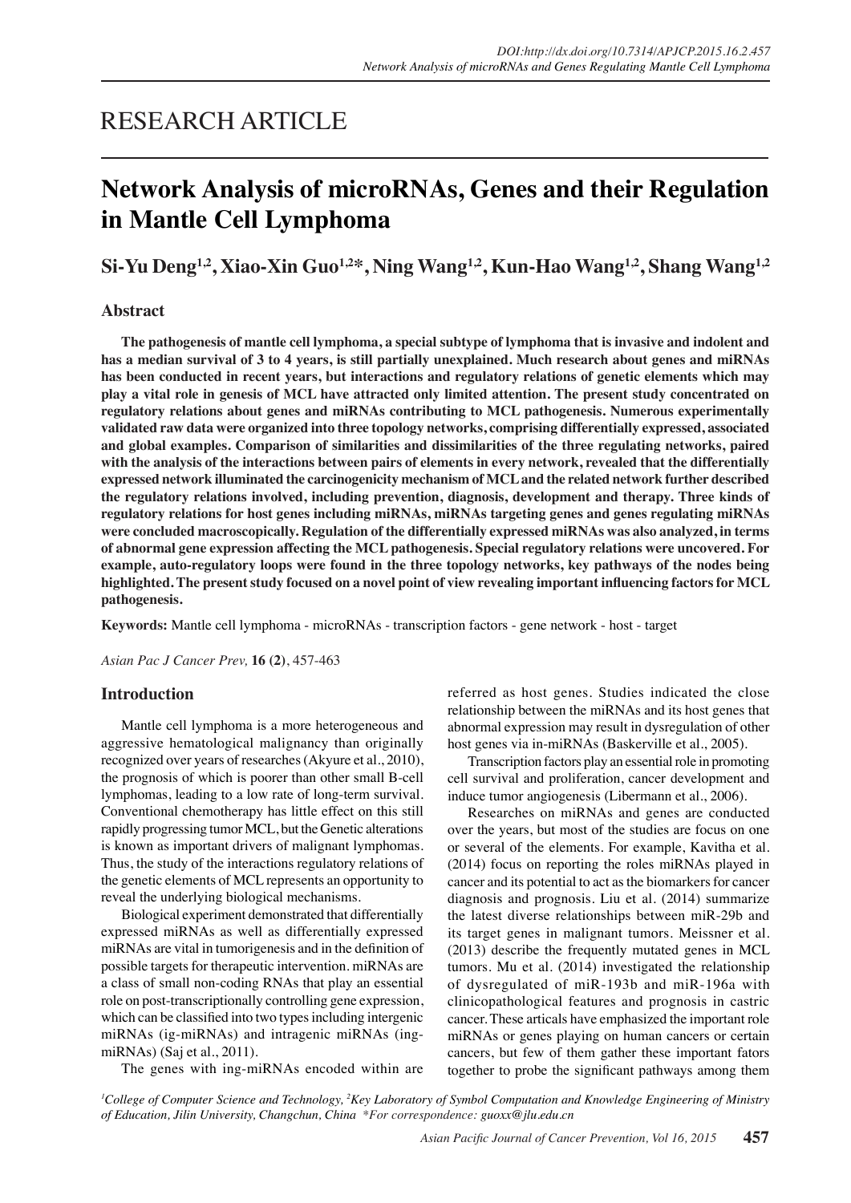RESEARCH ARTICLE

# Network Analysis of microRNAs, Genes and their Regulation in Mantle Cell Lymphoma

**Si-Yu Deng[1,2], Xiao-Xin Guo[1,2]*, Ning Wang[1,2], Kun-Hao Wang[1,2], Shang Wang[1,2]**

## Abstract

**The pathogenesis of mantle cell lymphoma, a special subtype of lymphoma that is invasive and indolent and has a median survival of 3 to 4 years, is still partially unexplained. Much research about genes and miRNAs has been conducted in recent years, but interactions and regulatory relations of genetic elements which may play a vital role in genesis of MCL have attracted only limited attention. The present study concentrated on regulatory relations about genes and miRNAs contributing to MCL pathogenesis. Numerous experimentally validated raw data were organized into three topology networks, comprising differentially expressed, associated and global examples. Comparison of similarities and dissimilarities of the three regulating networks, paired with the analysis of the interactions between pairs of elements in every network, revealed that the differentially expressed network illuminated the carcinogenicity mechanism of MCL and the related network further described the regulatory relations involved, including prevention, diagnosis, development and therapy. Three kinds of regulatory relations for host genes including miRNAs, miRNAs targeting genes and genes regulating miRNAs were concluded macroscopically. Regulation of the differentially expressed miRNAs was also analyzed, in terms of abnormal gene expression affecting the MCL pathogenesis. Special regulatory relations were uncovered. For example, auto-regulatory loops were found in the three topology networks, key pathways of the nodes being highlighted. The present study focused on a novel point of view revealing important influencing factors for MCL pathogenesis.**

**Keywords:** Mantle cell lymphoma - microRNAs - transcription factors - gene network - host - target

*Asian Pac J Cancer Prev,* **16 (2)**, 457-463

## Introduction

Mantle cell lymphoma is a more heterogeneous and aggressive hematological malignancy than originally recognized over years of researches (Akyure et al., 2010), the prognosis of which is poorer than other small B-cell lymphomas, leading to a low rate of long-term survival. Conventional chemotherapy has little effect on this still rapidly progressing tumor MCL, but the Genetic alterations is known as important drivers of malignant lymphomas. Thus, the study of the interactions regulatory relations of the genetic elements of MCL represents an opportunity to reveal the underlying biological mechanisms.

Biological experiment demonstrated that differentially expressed miRNAs as well as differentially expressed miRNAs are vital in tumorigenesis and in the definition of possible targets for therapeutic intervention. miRNAs are a class of small non-coding RNAs that play an essential role on post-transcriptionally controlling gene expression, which can be classified into two types including intergenic miRNAs (ig-miRNAs) and intragenic miRNAs (ing-miRNAs) (Saj et al., 2011).

The genes with ing-miRNAs encoded within are referred as host genes. Studies indicated the close relationship between the miRNAs and its host genes that abnormal expression may result in dysregulation of other host genes via in-miRNAs (Baskerville et al., 2005).

Transcription factors play an essential role in promoting cell survival and proliferation, cancer development and induce tumor angiogenesis (Libermann et al., 2006).

Researches on miRNAs and genes are conducted over the years, but most of the studies are focus on one or several of the elements. For example, Kavitha et al. (2014) focus on reporting the roles miRNAs played in cancer and its potential to act as the biomarkers for cancer diagnosis and prognosis. Liu et al. (2014) summarize the latest diverse relationships between miR-29b and its target genes in malignant tumors. Meissner et al. (2013) describe the frequently mutated genes in MCL tumors. Mu et al. (2014) investigated the relationship of dysregulated of miR-193b and miR-196a with clinicopathological features and prognosis in castric cancer. These articals have emphasized the important role miRNAs or genes playing on human cancers or certain cancers, but few of them gather these important fators together to probe the significant pathways among them

[1]College of Computer Science and Technology, [2]Key Laboratory of Symbol Computation and Knowledge Engineering of Ministry of Education, Jilin University, Changchun, China *For correspondence: guoxx@jlu.edu.cn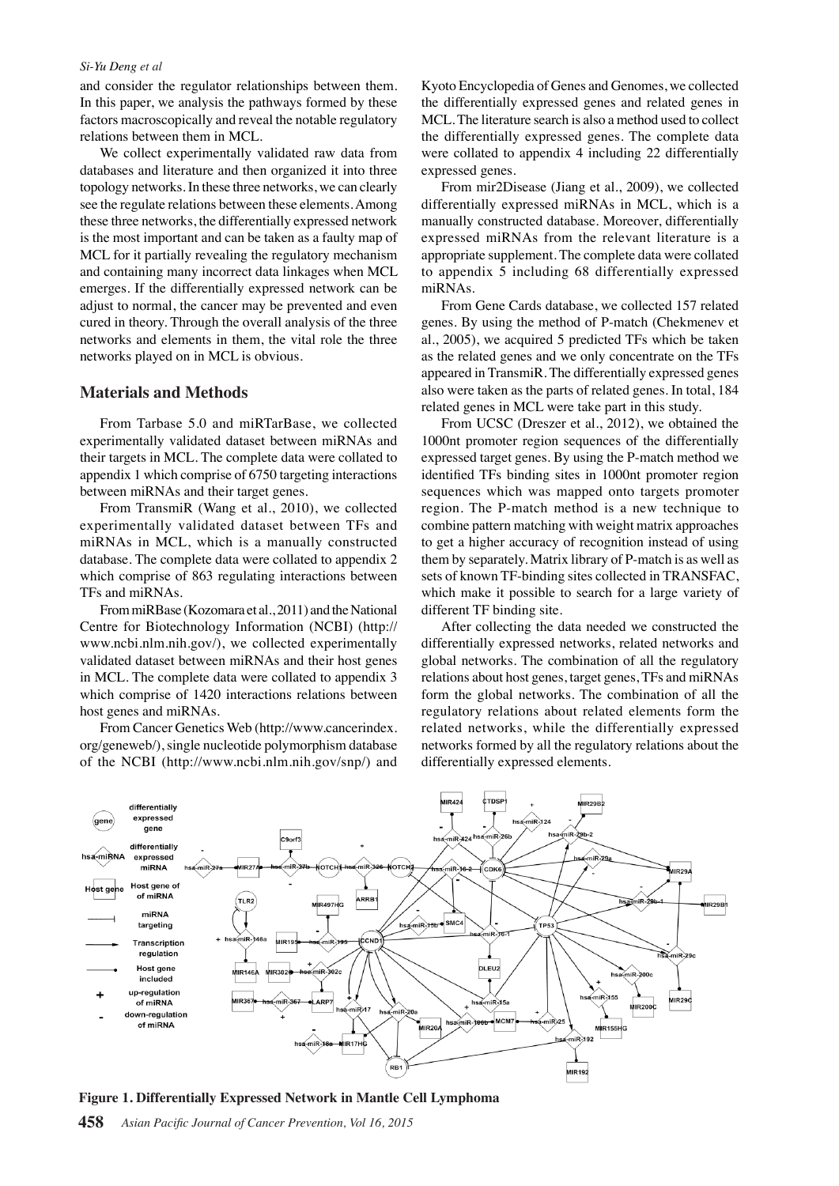and consider the regulator relationships between them. In this paper, we analysis the pathways formed by these factors macroscopically and reveal the notable regulatory relations between them in MCL.

We collect experimentally validated raw data from databases and literature and then organized it into three topology networks. In these three networks, we can clearly see the regulate relations between these elements. Among these three networks, the differentially expressed network is the most important and can be taken as a faulty map of MCL for it partially revealing the regulatory mechanism and containing many incorrect data linkages when MCL emerges. If the differentially expressed network can be adjust to normal, the cancer may be prevented and even cured in theory. Through the overall analysis of the three networks and elements in them, the vital role the three networks played on in MCL is obvious.

## Materials and Methods

From Tarbase 5.0 and miRTarBase, we collected experimentally validated dataset between miRNAs and their targets in MCL. The complete data were collated to appendix 1 which comprise of 6750 targeting interactions between miRNAs and their target genes.

From TransmiR (Wang et al., 2010), we collected experimentally validated dataset between TFs and miRNAs in MCL, which is a manually constructed database. The complete data were collated to appendix 2 which comprise of 863 regulating interactions between TFs and miRNAs.

From miRBase (Kozomara et al., 2011) and the National Centre for Biotechnology Information (NCBI) (http://www.ncbi.nlm.nih.gov/), we collected experimentally validated dataset between miRNAs and their host genes in MCL. The complete data were collated to appendix 3 which comprise of 1420 interactions relations between host genes and miRNAs.

From Cancer Genetics Web (http://www.cancerindex.org/geneweb/), single nucleotide polymorphism database of the NCBI (http://www.ncbi.nlm.nih.gov/snp/) and Kyoto Encyclopedia of Genes and Genomes, we collected the differentially expressed genes and related genes in MCL. The literature search is also a method used to collect the differentially expressed genes. The complete data were collated to appendix 4 including 22 differentially expressed genes.

From mir2Disease (Jiang et al., 2009), we collected differentially expressed miRNAs in MCL, which is a manually constructed database. Moreover, differentially expressed miRNAs from the relevant literature is a appropriate supplement. The complete data were collated to appendix 5 including 68 differentially expressed miRNAs.

From Gene Cards database, we collected 157 related genes. By using the method of P-match (Chekmenev et al., 2005), we acquired 5 predicted TFs which be taken as the related genes and we only concentrate on the TFs appeared in TransmiR. The differentially expressed genes also were taken as the parts of related genes. In total, 184 related genes in MCL were take part in this study.

From UCSC (Dreszer et al., 2012), we obtained the 1000nt promoter region sequences of the differentially expressed target genes. By using the P-match method we identified TFs binding sites in 1000nt promoter region sequences which was mapped onto targets promoter region. The P-match method is a new technique to combine pattern matching with weight matrix approaches to get a higher accuracy of recognition instead of using them by separately. Matrix library of P-match is as well as sets of known TF-binding sites collected in TRANSFAC, which make it possible to search for a large variety of different TF binding site.

After collecting the data needed we constructed the differentially expressed networks, related networks and global networks. The combination of all the regulatory relations about host genes, target genes, TFs and miRNAs form the global networks. The combination of all the regulatory relations about related elements form the related networks, while the differentially expressed networks formed by all the regulatory relations about the differentially expressed elements.

**Figure 1. Differentially Expressed Network in Mantle Cell Lymphoma**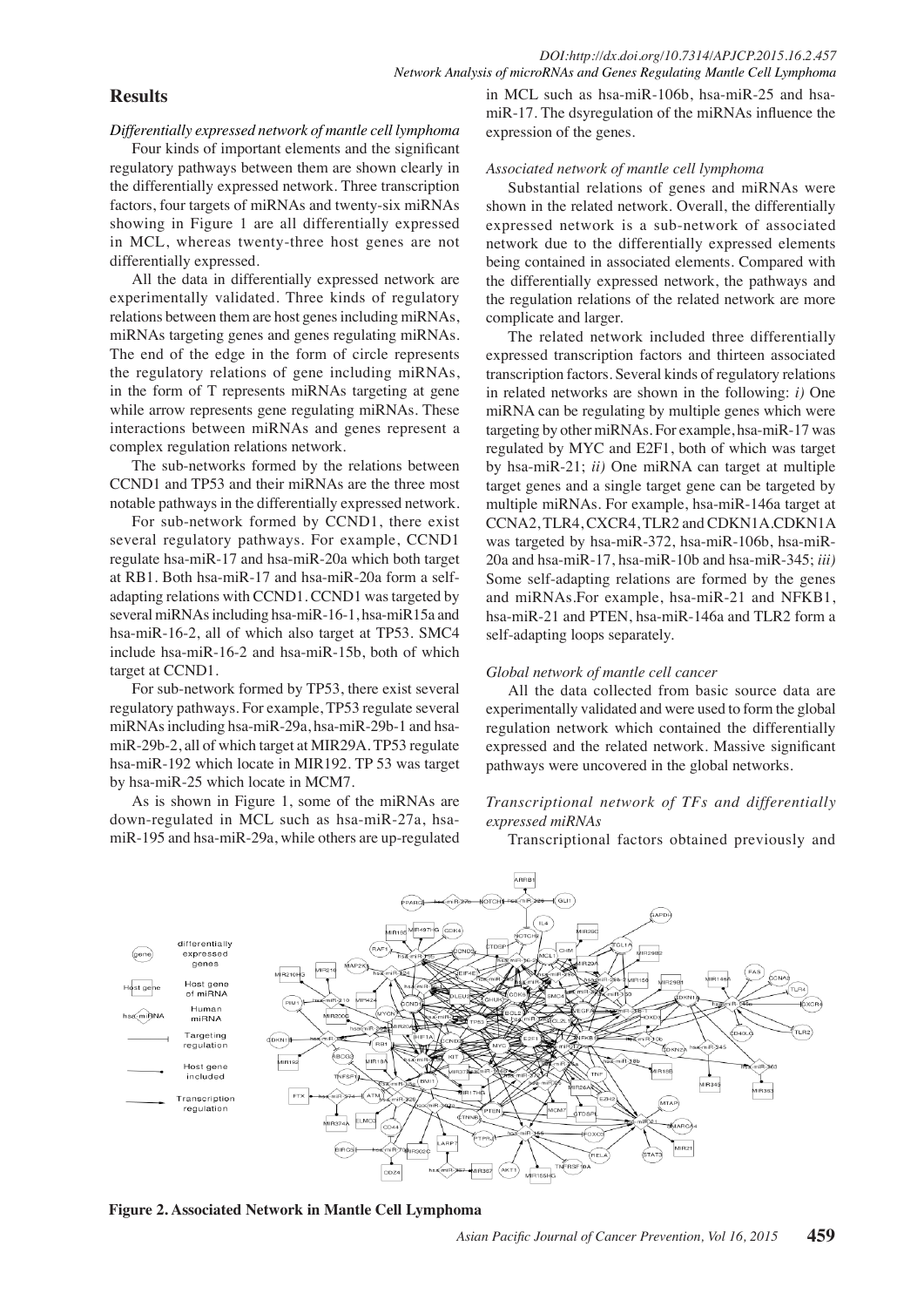## Results

### *Differentially expressed network of mantle cell lymphoma*

Four kinds of important elements and the significant regulatory pathways between them are shown clearly in the differentially expressed network. Three transcription factors, four targets of miRNAs and twenty-six miRNAs showing in Figure 1 are all differentially expressed in MCL, whereas twenty-three host genes are not differentially expressed.

All the data in differentially expressed network are experimentally validated. Three kinds of regulatory relations between them are host genes including miRNAs, miRNAs targeting genes and genes regulating miRNAs. The end of the edge in the form of circle represents the regulatory relations of gene including miRNAs, in the form of T represents miRNAs targeting at gene while arrow represents gene regulating miRNAs. These interactions between miRNAs and genes represent a complex regulation relations network.

The sub-networks formed by the relations between CCND1 and TP53 and their miRNAs are the three most notable pathways in the differentially expressed network.

For sub-network formed by CCND1, there exist several regulatory pathways. For example, CCND1 regulate hsa-miR-17 and hsa-miR-20a which both target at RB1. Both hsa-miR-17 and hsa-miR-20a form a self-adapting relations with CCND1. CCND1 was targeted by several miRNAs including hsa-miR-16-1, hsa-miR15a and hsa-miR-16-2, all of which also target at TP53. SMC4 include hsa-miR-16-2 and hsa-miR-15b, both of which target at CCND1.

For sub-network formed by TP53, there exist several regulatory pathways. For example, TP53 regulate several miRNAs including hsa-miR-29a, hsa-miR-29b-1 and hsa-miR-29b-2, all of which target at MIR29A. TP53 regulate hsa-miR-192 which locate in MIR192. TP 53 was target by hsa-miR-25 which locate in MCM7.

As is shown in Figure 1, some of the miRNAs are down-regulated in MCL such as hsa-miR-27a, hsa-miR-195 and hsa-miR-29a, while others are up-regulated in MCL such as hsa-miR-106b, hsa-miR-25 and hsa-miR-17. The dsyregulation of the miRNAs influence the expression of the genes.

### *Associated network of mantle cell lymphoma*

Substantial relations of genes and miRNAs were shown in the related network. Overall, the differentially expressed network is a sub-network of associated network due to the differentially expressed elements being contained in associated elements. Compared with the differentially expressed network, the pathways and the regulation relations of the related network are more complicate and larger.

The related network included three differentially expressed transcription factors and thirteen associated transcription factors. Several kinds of regulatory relations in related networks are shown in the following: *i)* One miRNA can be regulating by multiple genes which were targeting by other miRNAs. For example, hsa-miR-17 was regulated by MYC and E2F1, both of which was target by hsa-miR-21; *ii)* One miRNA can target at multiple target genes and a single target gene can be targeted by multiple miRNAs. For example, hsa-miR-146a target at CCNA2, TLR4, CXCR4, TLR2 and CDKN1A.CDKN1A was targeted by hsa-miR-372, hsa-miR-106b, hsa-miR-20a and hsa-miR-17, hsa-miR-10b and hsa-miR-345; *iii)* Some self-adapting relations are formed by the genes and miRNAs.For example, hsa-miR-21 and NFKB1, hsa-miR-21 and PTEN, hsa-miR-146a and TLR2 form a self-adapting loops separately.

### *Global network of mantle cell cancer*

All the data collected from basic source data are experimentally validated and were used to form the global regulation network which contained the differentially expressed and the related network. Massive significant pathways were uncovered in the global networks.

### *Transcriptional network of TFs and differentially expressed miRNAs*

Transcriptional factors obtained previously and

**Figure 2. Associated Network in Mantle Cell Lymphoma**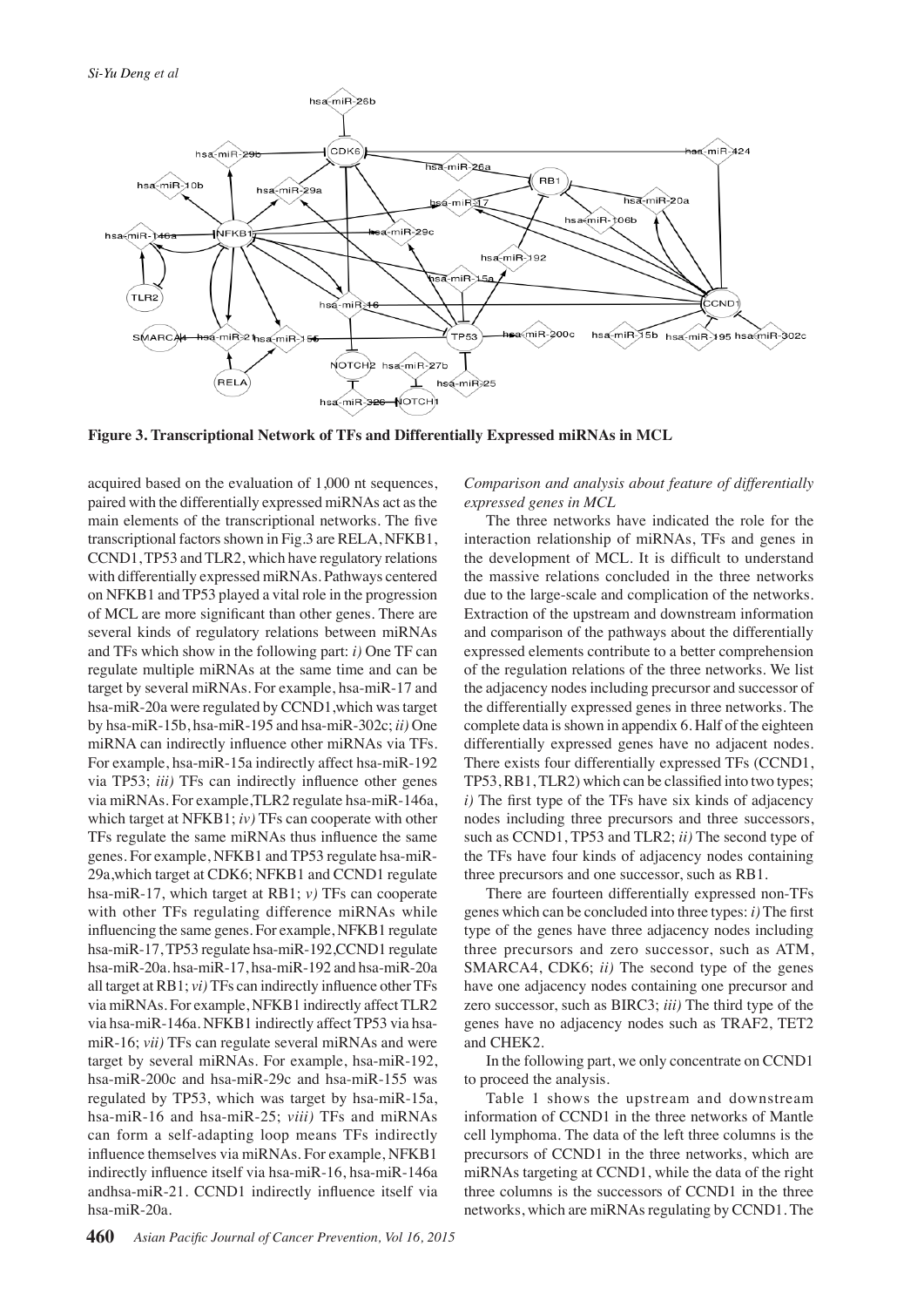**Figure 3. Transcriptional Network of TFs and Differentially Expressed miRNAs in MCL**

acquired based on the evaluation of 1,000 nt sequences, paired with the differentially expressed miRNAs act as the main elements of the transcriptional networks. The five transcriptional factors shown in Fig.3 are RELA, NFKB1, CCND1, TP53 and TLR2, which have regulatory relations with differentially expressed miRNAs. Pathways centered on NFKB1 and TP53 played a vital role in the progression of MCL are more significant than other genes. There are several kinds of regulatory relations between miRNAs and TFs which show in the following part: *i)* One TF can regulate multiple miRNAs at the same time and can be target by several miRNAs. For example, hsa-miR-17 and hsa-miR-20a were regulated by CCND1,which was target by hsa-miR-15b, hsa-miR-195 and hsa-miR-302c; *ii)* One miRNA can indirectly influence other miRNAs via TFs. For example, hsa-miR-15a indirectly affect hsa-miR-192 via TP53; *iii)* TFs can indirectly influence other genes via miRNAs. For example,TLR2 regulate hsa-miR-146a, which target at NFKB1; *iv)* TFs can cooperate with other TFs regulate the same miRNAs thus influence the same genes. For example, NFKB1 and TP53 regulate hsa-miR-29a,which target at CDK6; NFKB1 and CCND1 regulate hsa-miR-17, which target at RB1; *v)* TFs can cooperate with other TFs regulating difference miRNAs while influencing the same genes. For example, NFKB1 regulate hsa-miR-17, TP53 regulate hsa-miR-192,CCND1 regulate hsa-miR-20a. hsa-miR-17, hsa-miR-192 and hsa-miR-20a all target at RB1; *vi)* TFs can indirectly influence other TFs via miRNAs. For example, NFKB1 indirectly affect TLR2 via hsa-miR-146a. NFKB1 indirectly affect TP53 via hsa-miR-16; *vii)* TFs can regulate several miRNAs and were target by several miRNAs. For example, hsa-miR-192, hsa-miR-200c and hsa-miR-29c and hsa-miR-155 was regulated by TP53, which was target by hsa-miR-15a, hsa-miR-16 and hsa-miR-25; *viii)* TFs and miRNAs can form a self-adapting loop means TFs indirectly influence themselves via miRNAs. For example, NFKB1 indirectly influence itself via hsa-miR-16, hsa-miR-146a andhsa-miR-21. CCND1 indirectly influence itself via hsa-miR-20a.

*Comparison and analysis about feature of differentially expressed genes in MCL*

The three networks have indicated the role for the interaction relationship of miRNAs, TFs and genes in the development of MCL. It is difficult to understand the massive relations concluded in the three networks due to the large-scale and complication of the networks. Extraction of the upstream and downstream information and comparison of the pathways about the differentially expressed elements contribute to a better comprehension of the regulation relations of the three networks. We list the adjacency nodes including precursor and successor of the differentially expressed genes in three networks. The complete data is shown in appendix 6. Half of the eighteen differentially expressed genes have no adjacent nodes. There exists four differentially expressed TFs (CCND1, TP53, RB1, TLR2) which can be classified into two types; *i)* The first type of the TFs have six kinds of adjacency nodes including three precursors and three successors, such as CCND1, TP53 and TLR2; *ii)* The second type of the TFs have four kinds of adjacency nodes containing three precursors and one successor, such as RB1.

There are fourteen differentially expressed non-TFs genes which can be concluded into three types: *i)* The first type of the genes have three adjacency nodes including three precursors and zero successor, such as ATM, SMARCA4, CDK6; *ii)* The second type of the genes have one adjacency nodes containing one precursor and zero successor, such as BIRC3; *iii)* The third type of the genes have no adjacency nodes such as TRAF2, TET2 and CHEK2.

In the following part, we only concentrate on CCND1 to proceed the analysis.

Table 1 shows the upstream and downstream information of CCND1 in the three networks of Mantle cell lymphoma. The data of the left three columns is the precursors of CCND1 in the three networks, which are miRNAs targeting at CCND1, while the data of the right three columns is the successors of CCND1 in the three networks, which are miRNAs regulating by CCND1. The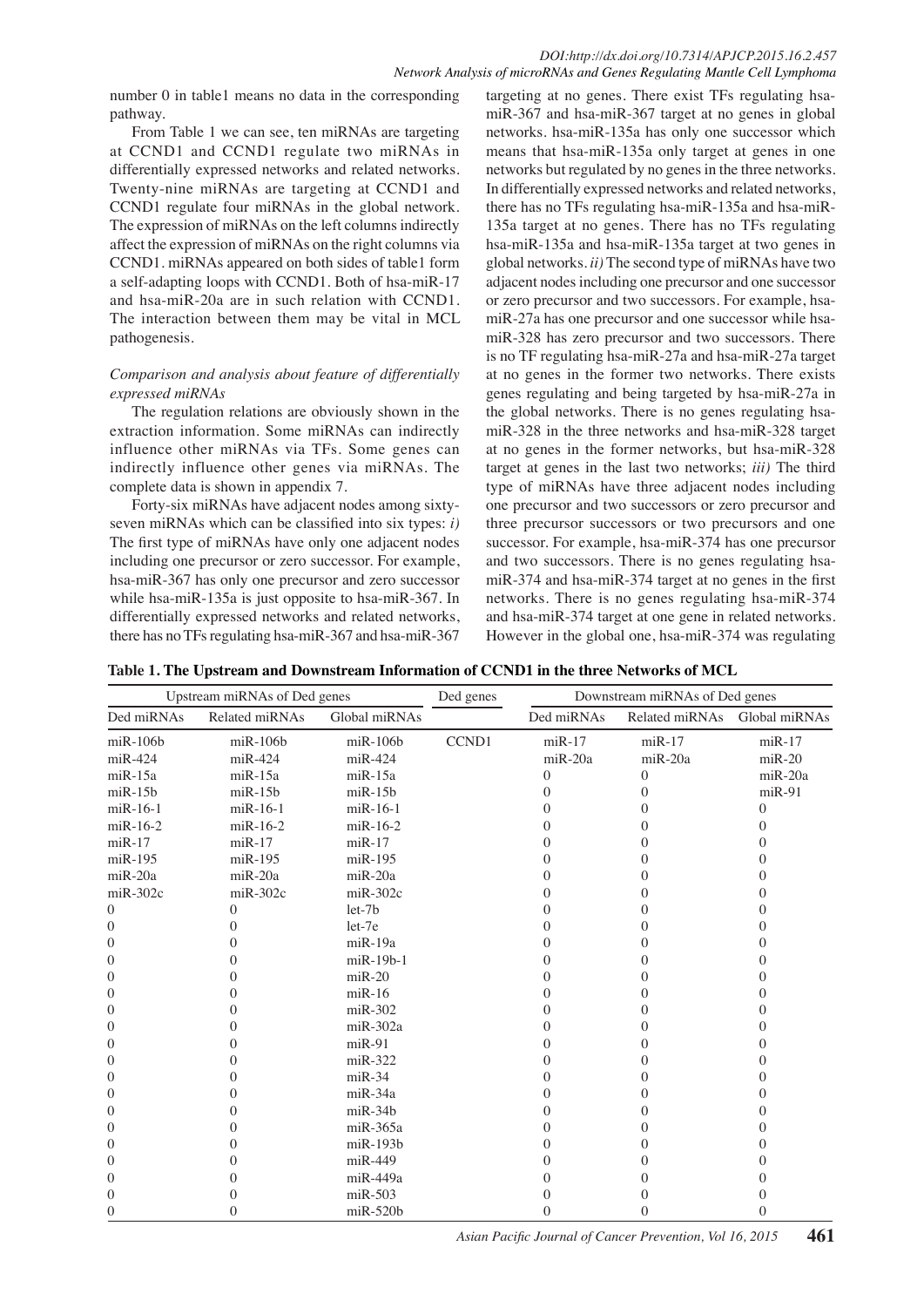number 0 in table1 means no data in the corresponding pathway.

From Table 1 we can see, ten miRNAs are targeting at CCND1 and CCND1 regulate two miRNAs in differentially expressed networks and related networks. Twenty-nine miRNAs are targeting at CCND1 and CCND1 regulate four miRNAs in the global network. The expression of miRNAs on the left columns indirectly affect the expression of miRNAs on the right columns via CCND1. miRNAs appeared on both sides of table1 form a self-adapting loops with CCND1. Both of hsa-miR-17 and hsa-miR-20a are in such relation with CCND1. The interaction between them may be vital in MCL pathogenesis.

*Comparison and analysis about feature of differentially expressed miRNAs*

The regulation relations are obviously shown in the extraction information. Some miRNAs can indirectly influence other miRNAs via TFs. Some genes can indirectly influence other genes via miRNAs. The complete data is shown in appendix 7.

Forty-six miRNAs have adjacent nodes among sixty-seven miRNAs which can be classified into six types: *i)* The first type of miRNAs have only one adjacent nodes including one precursor or zero successor. For example, hsa-miR-367 has only one precursor and zero successor while hsa-miR-135a is just opposite to hsa-miR-367. In differentially expressed networks and related networks, there has no TFs regulating hsa-miR-367 and hsa-miR-367 targeting at no genes. There exist TFs regulating hsa-miR-367 and hsa-miR-367 target at no genes in global networks. hsa-miR-135a has only one successor which means that hsa-miR-135a only target at genes in one networks but regulated by no genes in the three networks. In differentially expressed networks and related networks, there has no TFs regulating hsa-miR-135a and hsa-miR-135a target at no genes. There has no TFs regulating hsa-miR-135a and hsa-miR-135a target at two genes in global networks. *ii)* The second type of miRNAs have two adjacent nodes including one precursor and one successor or zero precursor and two successors. For example, hsa-miR-27a has one precursor and one successor while hsa-miR-328 has zero precursor and two successors. There is no TF regulating hsa-miR-27a and hsa-miR-27a target at no genes in the former two networks. There exists genes regulating and being targeted by hsa-miR-27a in the global networks. There is no genes regulating hsa-miR-328 in the three networks and hsa-miR-328 target at no genes in the former networks, but hsa-miR-328 target at genes in the last two networks; *iii)* The third type of miRNAs have three adjacent nodes including one precursor and two successors or zero precursor and three precursor successors or two precursors and one successor. For example, hsa-miR-374 has one precursor and two successors. There is no genes regulating hsa-miR-374 and hsa-miR-374 target at no genes in the first networks. There is no genes regulating hsa-miR-374 and hsa-miR-374 target at one gene in related networks. However in the global one, hsa-miR-374 was regulating

**Table 1. The Upstream and Downstream Information of CCND1 in the three Networks of MCL**

| Upstream miRNAs of Ded genes | | | Ded genes | Downstream miRNAs of Ded genes | | |
|---|---|---|---|---|---|---|
| Ded miRNAs | Related miRNAs | Global miRNAs | | Ded miRNAs | Related miRNAs | Global miRNAs |
| miR-106b | miR-106b | miR-106b | CCND1 | miR-17 | miR-17 | miR-17 |
| miR-424 | miR-424 | miR-424 | | miR-20a | miR-20a | miR-20 |
| miR-15a | miR-15a | miR-15a | | 0 | 0 | miR-20a |
| miR-15b | miR-15b | miR-15b | | 0 | 0 | miR-91 |
| miR-16-1 | miR-16-1 | miR-16-1 | | 0 | 0 | 0 |
| miR-16-2 | miR-16-2 | miR-16-2 | | 0 | 0 | 0 |
| miR-17 | miR-17 | miR-17 | | 0 | 0 | 0 |
| miR-195 | miR-195 | miR-195 | | 0 | 0 | 0 |
| miR-20a | miR-20a | miR-20a | | 0 | 0 | 0 |
| miR-302c | miR-302c | miR-302c | | 0 | 0 | 0 |
| 0 | 0 | let-7b | | 0 | 0 | 0 |
| 0 | 0 | let-7e | | 0 | 0 | 0 |
| 0 | 0 | miR-19a | | 0 | 0 | 0 |
| 0 | 0 | miR-19b-1 | | 0 | 0 | 0 |
| 0 | 0 | miR-20 | | 0 | 0 | 0 |
| 0 | 0 | miR-16 | | 0 | 0 | 0 |
| 0 | 0 | miR-302 | | 0 | 0 | 0 |
| 0 | 0 | miR-302a | | 0 | 0 | 0 |
| 0 | 0 | miR-91 | | 0 | 0 | 0 |
| 0 | 0 | miR-322 | | 0 | 0 | 0 |
| 0 | 0 | miR-34 | | 0 | 0 | 0 |
| 0 | 0 | miR-34a | | 0 | 0 | 0 |
| 0 | 0 | miR-34b | | 0 | 0 | 0 |
| 0 | 0 | miR-365a | | 0 | 0 | 0 |
| 0 | 0 | miR-193b | | 0 | 0 | 0 |
| 0 | 0 | miR-449 | | 0 | 0 | 0 |
| 0 | 0 | miR-449a | | 0 | 0 | 0 |
| 0 | 0 | miR-503 | | 0 | 0 | 0 |
| 0 | 0 | miR-520b | | 0 | 0 | 0 |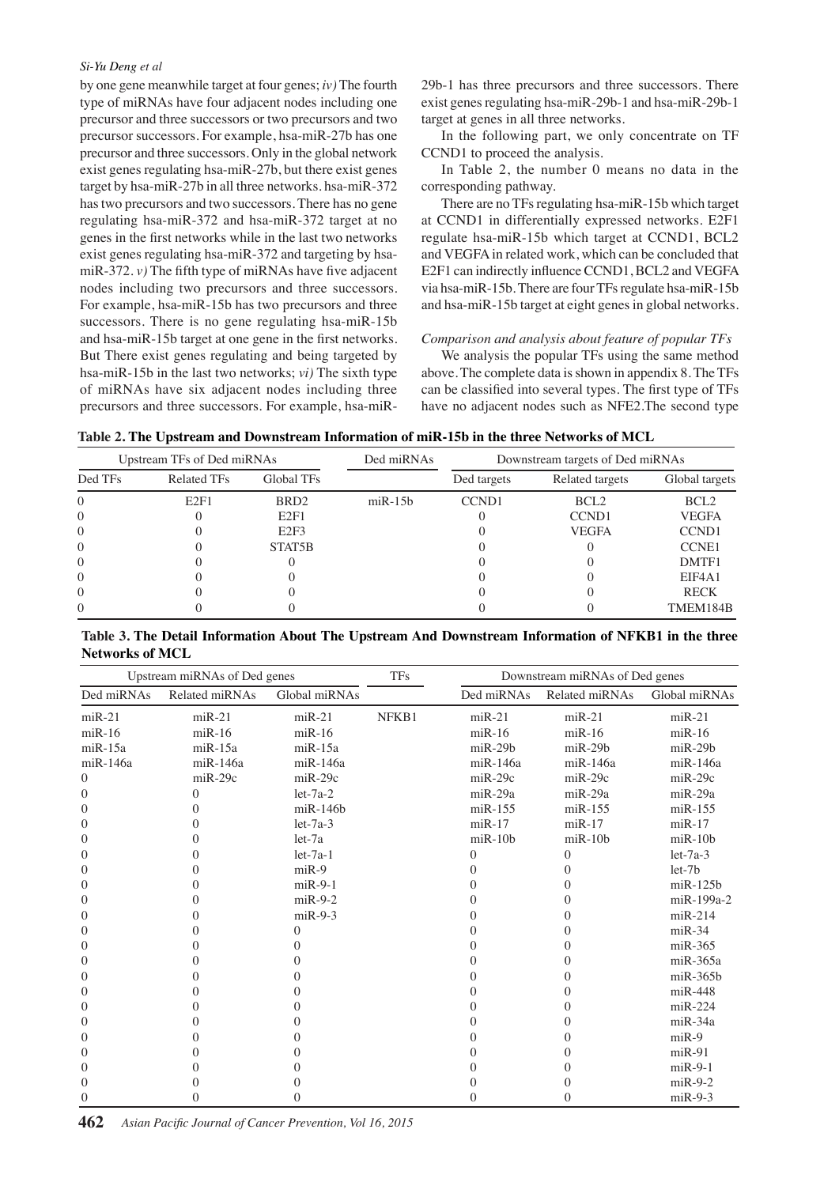by one gene meanwhile target at four genes; *iv)* The fourth type of miRNAs have four adjacent nodes including one precursor and three successors or two precursors and two precursor successors. For example, hsa-miR-27b has one precursor and three successors. Only in the global network exist genes regulating hsa-miR-27b, but there exist genes target by hsa-miR-27b in all three networks. hsa-miR-372 has two precursors and two successors. There has no gene regulating hsa-miR-372 and hsa-miR-372 target at no genes in the first networks while in the last two networks exist genes regulating hsa-miR-372 and targeting by hsa-miR-372. *v)* The fifth type of miRNAs have five adjacent nodes including two precursors and three successors. For example, hsa-miR-15b has two precursors and three successors. There is no gene regulating hsa-miR-15b and hsa-miR-15b target at one gene in the first networks. But There exist genes regulating and being targeted by hsa-miR-15b in the last two networks; *vi)* The sixth type of miRNAs have six adjacent nodes including three precursors and three successors. For example, hsa-miR-29b-1 has three precursors and three successors. There exist genes regulating hsa-miR-29b-1 and hsa-miR-29b-1 target at genes in all three networks.

In the following part, we only concentrate on TF CCND1 to proceed the analysis.

In Table 2, the number 0 means no data in the corresponding pathway.

There are no TFs regulating hsa-miR-15b which target at CCND1 in differentially expressed networks. E2F1 regulate hsa-miR-15b which target at CCND1, BCL2 and VEGFA in related work, which can be concluded that E2F1 can indirectly influence CCND1, BCL2 and VEGFA via hsa-miR-15b. There are four TFs regulate hsa-miR-15b and hsa-miR-15b target at eight genes in global networks.

*Comparison and analysis about feature of popular TFs*

We analysis the popular TFs using the same method above. The complete data is shown in appendix 8. The TFs can be classified into several types. The first type of TFs have no adjacent nodes such as NFE2.The second type

**Table 2. The Upstream and Downstream Information of miR-15b in the three Networks of MCL**

| Upstream TFs of Ded miRNAs | | | Ded miRNAs | Downstream targets of Ded miRNAs | | |
|---|---|---|---|---|---|---|
| Ded TFs | Related TFs | Global TFs | | Ded targets | Related targets | Global targets |
| 0 | E2F1 | BRD2 | miR-15b | CCND1 | BCL2 | BCL2 |
| 0 | 0 | E2F1 | | 0 | CCND1 | VEGFA |
| 0 | 0 | E2F3 | | 0 | VEGFA | CCND1 |
| 0 | 0 | STAT5B | | 0 | 0 | CCNE1 |
| 0 | 0 | 0 | | 0 | 0 | DMTF1 |
| 0 | 0 | 0 | | 0 | 0 | EIF4A1 |
| 0 | 0 | 0 | | 0 | 0 | RECK |
| 0 | 0 | 0 | | 0 | 0 | TMEM184B |

**Table 3. The Detail Information About The Upstream And Downstream Information of NFKB1 in the three Networks of MCL**

| Upstream miRNAs of Ded genes | | | TFs | Downstream miRNAs of Ded genes | | |
|---|---|---|---|---|---|---|
| Ded miRNAs | Related miRNAs | Global miRNAs | | Ded miRNAs | Related miRNAs | Global miRNAs |
| miR-21 | miR-21 | miR-21 | NFKB1 | miR-21 | miR-21 | miR-21 |
| miR-16 | miR-16 | miR-16 | | miR-16 | miR-16 | miR-16 |
| miR-15a | miR-15a | miR-15a | | miR-29b | miR-29b | miR-29b |
| miR-146a | miR-146a | miR-146a | | miR-146a | miR-146a | miR-146a |
| 0 | miR-29c | miR-29c | | miR-29c | miR-29c | miR-29c |
| 0 | 0 | let-7a-2 | | miR-29a | miR-29a | miR-29a |
| 0 | 0 | miR-146b | | miR-155 | miR-155 | miR-155 |
| 0 | 0 | let-7a-3 | | miR-17 | miR-17 | miR-17 |
| 0 | 0 | let-7a | | miR-10b | miR-10b | miR-10b |
| 0 | 0 | let-7a-1 | | 0 | 0 | let-7a-3 |
| 0 | 0 | miR-9 | | 0 | 0 | let-7b |
| 0 | 0 | miR-9-1 | | 0 | 0 | miR-125b |
| 0 | 0 | miR-9-2 | | 0 | 0 | miR-199a-2 |
| 0 | 0 | miR-9-3 | | 0 | 0 | miR-214 |
| 0 | 0 | 0 | | 0 | 0 | miR-34 |
| 0 | 0 | 0 | | 0 | 0 | miR-365 |
| 0 | 0 | 0 | | 0 | 0 | miR-365a |
| 0 | 0 | 0 | | 0 | 0 | miR-365b |
| 0 | 0 | 0 | | 0 | 0 | miR-448 |
| 0 | 0 | 0 | | 0 | 0 | miR-224 |
| 0 | 0 | 0 | | 0 | 0 | miR-34a |
| 0 | 0 | 0 | | 0 | 0 | miR-9 |
| 0 | 0 | 0 | | 0 | 0 | miR-91 |
| 0 | 0 | 0 | | 0 | 0 | miR-9-1 |
| 0 | 0 | 0 | | 0 | 0 | miR-9-2 |
| 0 | 0 | 0 | | 0 | 0 | miR-9-3 |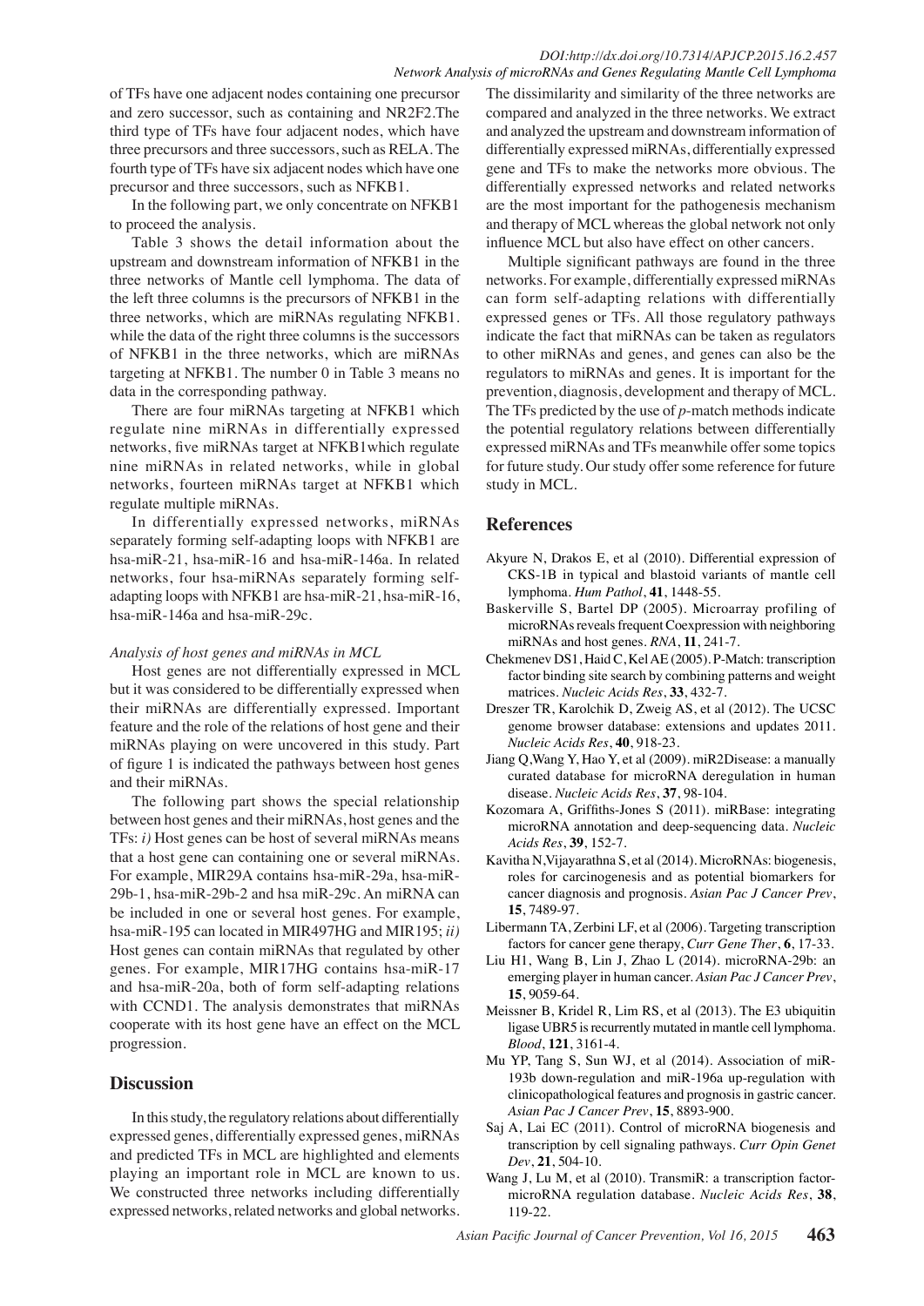of TFs have one adjacent nodes containing one precursor and zero successor, such as containing and NR2F2.The third type of TFs have four adjacent nodes, which have three precursors and three successors, such as RELA. The fourth type of TFs have six adjacent nodes which have one precursor and three successors, such as NFKB1.

In the following part, we only concentrate on NFKB1 to proceed the analysis.

Table 3 shows the detail information about the upstream and downstream information of NFKB1 in the three networks of Mantle cell lymphoma. The data of the left three columns is the precursors of NFKB1 in the three networks, which are miRNAs regulating NFKB1. while the data of the right three columns is the successors of NFKB1 in the three networks, which are miRNAs targeting at NFKB1. The number 0 in Table 3 means no data in the corresponding pathway.

There are four miRNAs targeting at NFKB1 which regulate nine miRNAs in differentially expressed networks, five miRNAs target at NFKB1which regulate nine miRNAs in related networks, while in global networks, fourteen miRNAs target at NFKB1 which regulate multiple miRNAs.

In differentially expressed networks, miRNAs separately forming self-adapting loops with NFKB1 are hsa-miR-21, hsa-miR-16 and hsa-miR-146a. In related networks, four hsa-miRNAs separately forming self-adapting loops with NFKB1 are hsa-miR-21, hsa-miR-16, hsa-miR-146a and hsa-miR-29c.

### *Analysis of host genes and miRNAs in MCL*

Host genes are not differentially expressed in MCL but it was considered to be differentially expressed when their miRNAs are differentially expressed. Important feature and the role of the relations of host gene and their miRNAs playing on were uncovered in this study. Part of figure 1 is indicated the pathways between host genes and their miRNAs.

The following part shows the special relationship between host genes and their miRNAs, host genes and the TFs: *i)* Host genes can be host of several miRNAs means that a host gene can containing one or several miRNAs. For example, MIR29A contains hsa-miR-29a, hsa-miR-29b-1, hsa-miR-29b-2 and hsa miR-29c. An miRNA can be included in one or several host genes. For example, hsa-miR-195 can located in MIR497HG and MIR195; *ii)* Host genes can contain miRNAs that regulated by other genes. For example, MIR17HG contains hsa-miR-17 and hsa-miR-20a, both of form self-adapting relations with CCND1. The analysis demonstrates that miRNAs cooperate with its host gene have an effect on the MCL progression.

## Discussion

In this study, the regulatory relations about differentially expressed genes, differentially expressed genes, miRNAs and predicted TFs in MCL are highlighted and elements playing an important role in MCL are known to us. We constructed three networks including differentially expressed networks, related networks and global networks. The dissimilarity and similarity of the three networks are compared and analyzed in the three networks. We extract and analyzed the upstream and downstream information of differentially expressed miRNAs, differentially expressed gene and TFs to make the networks more obvious. The differentially expressed networks and related networks are the most important for the pathogenesis mechanism and therapy of MCL whereas the global network not only influence MCL but also have effect on other cancers.

Multiple significant pathways are found in the three networks. For example, differentially expressed miRNAs can form self-adapting relations with differentially expressed genes or TFs. All those regulatory pathways indicate the fact that miRNAs can be taken as regulators to other miRNAs and genes, and genes can also be the regulators to miRNAs and genes. It is important for the prevention, diagnosis, development and therapy of MCL. The TFs predicted by the use of *p*-match methods indicate the potential regulatory relations between differentially expressed miRNAs and TFs meanwhile offer some topics for future study. Our study offer some reference for future study in MCL.

## References

Akyure N, Drakos E, et al (2010). Differential expression of CKS-1B in typical and blastoid variants of mantle cell lymphoma. *Hum Pathol*, **41**, 1448-55.

Baskerville S, Bartel DP (2005). Microarray profiling of microRNAs reveals frequent Coexpression with neighboring miRNAs and host genes. *RNA*, **11**, 241-7.

Chekmenev DS1, Haid C, Kel AE (2005). P-Match: transcription factor binding site search by combining patterns and weight matrices. *Nucleic Acids Res*, **33**, 432-7.

Dreszer TR, Karolchik D, Zweig AS, et al (2012). The UCSC genome browser database: extensions and updates 2011. *Nucleic Acids Res*, **40**, 918-23.

Jiang Q,Wang Y, Hao Y, et al (2009). miR2Disease: a manually curated database for microRNA deregulation in human disease. *Nucleic Acids Res*, **37**, 98-104.

Kozomara A, Griffiths-Jones S (2011). miRBase: integrating microRNA annotation and deep-sequencing data. *Nucleic Acids Res*, **39**, 152-7.

Kavitha N,Vijayarathna S, et al (2014). MicroRNAs: biogenesis, roles for carcinogenesis and as potential biomarkers for cancer diagnosis and prognosis. *Asian Pac J Cancer Prev*, **15**, 7489-97.

Libermann TA, Zerbini LF, et al (2006). Targeting transcription factors for cancer gene therapy, *Curr Gene Ther*, **6**, 17-33.

Liu H1, Wang B, Lin J, Zhao L (2014). microRNA-29b: an emerging player in human cancer. *Asian Pac J Cancer Prev*, **15**, 9059-64.

Meissner B, Kridel R, Lim RS, et al (2013). The E3 ubiquitin ligase UBR5 is recurrently mutated in mantle cell lymphoma. *Blood*, **121**, 3161-4.

Mu YP, Tang S, Sun WJ, et al (2014). Association of miR-193b down-regulation and miR-196a up-regulation with clinicopathological features and prognosis in gastric cancer. *Asian Pac J Cancer Prev*, **15**, 8893-900.

Saj A, Lai EC (2011). Control of microRNA biogenesis and transcription by cell signaling pathways. *Curr Opin Genet Dev*, **21**, 504-10.

Wang J, Lu M, et al (2010). TransmiR: a transcription factor-microRNA regulation database. *Nucleic Acids Res*, **38**, 119-22.